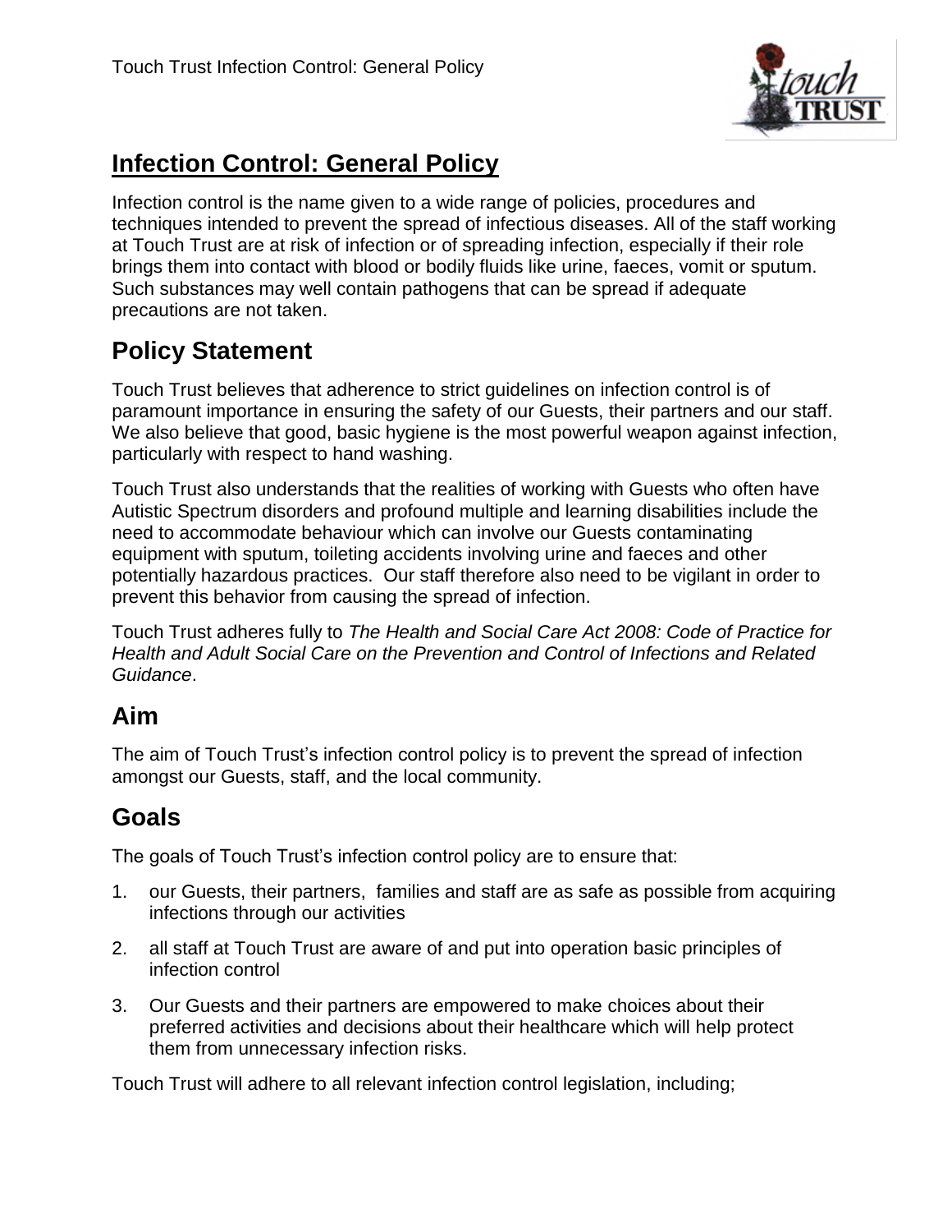# Infection Control: General Policy

Infection control is the name given to a wide range of policies, procedures and techniques intended to prevent the spread of infectious diseases. All of the staff working at Touch Trust are at risk of infection or of spreading infection, especially if their role brings them into contact with blood or bodily fluids like urine, faeces, vomit or sputum. Such substances may well contain pathogens that can be spread if adequate precautions are not taken.

## Policy Statement

Touch Trust believes that adherence to strict guidelines on infection control is of paramount importance in ensuring the safety of our Guests, their partners and our staff. We also believe that good, basic hygiene is the most powerful weapon against infection, particularly with respect to hand washing.

Touch Trust also understands that the realities of working with Guests who often have Autistic Spectrum disorders and profound multiple and learning disabilities include the need to accommodate behaviour which can involve our Guests contaminating equipment with sputum, toileting accidents involving urine and faeces and other potentially hazardous practices. Our staff therefore also need to be vigilant in order to prevent this behavior from causing the spread of infection.

Touch Trust adheres fully to *The Health and Social Care Act 2008: Code of Practice for Health and Adult Social Care on the Prevention and Control of Infections and Related Guidance*.

## Aim

The aim of Touch Trust's infection control policy is to prevent the spread of infection amongst our Guests, staff, and the local community.

## Goals

The goals of Touch Trust's infection control policy are to ensure that:

1. our Guests, their partners, families and staff are as safe as possible from acquiring infections through our activities
2. all staff at Touch Trust are aware of and put into operation basic principles of infection control
3. Our Guests and their partners are empowered to make choices about their preferred activities and decisions about their healthcare which will help protect them from unnecessary infection risks.

Touch Trust will adhere to all relevant infection control legislation, including;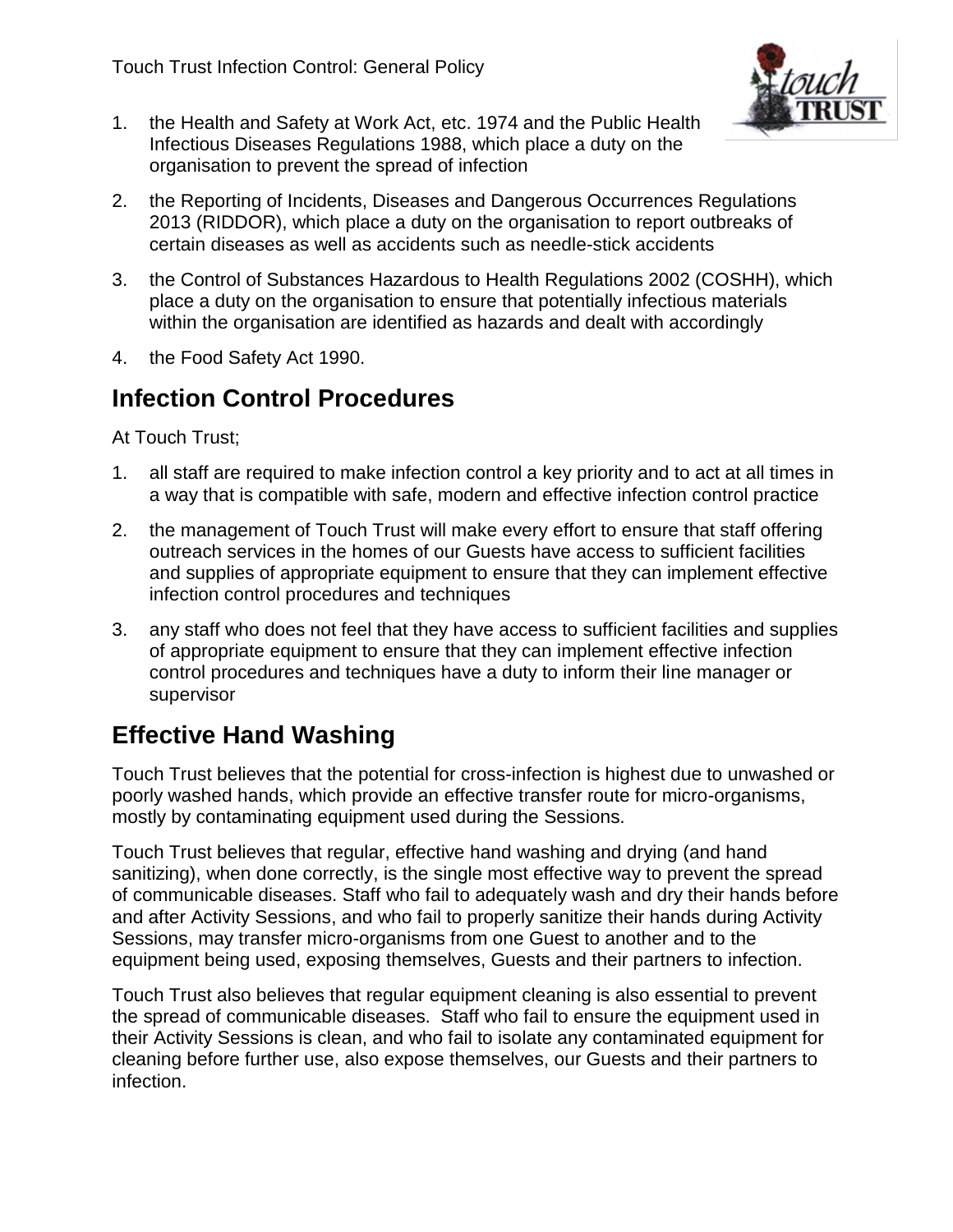1. the Health and Safety at Work Act, etc. 1974 and the Public Health Infectious Diseases Regulations 1988, which place a duty on the organisation to prevent the spread of infection
2. the Reporting of Incidents, Diseases and Dangerous Occurrences Regulations 2013 (RIDDOR), which place a duty on the organisation to report outbreaks of certain diseases as well as accidents such as needle-stick accidents
3. the Control of Substances Hazardous to Health Regulations 2002 (COSHH), which place a duty on the organisation to ensure that potentially infectious materials within the organisation are identified as hazards and dealt with accordingly
4. the Food Safety Act 1990.

## Infection Control Procedures

At Touch Trust;

1. all staff are required to make infection control a key priority and to act at all times in a way that is compatible with safe, modern and effective infection control practice
2. the management of Touch Trust will make every effort to ensure that staff offering outreach services in the homes of our Guests have access to sufficient facilities and supplies of appropriate equipment to ensure that they can implement effective infection control procedures and techniques
3. any staff who does not feel that they have access to sufficient facilities and supplies of appropriate equipment to ensure that they can implement effective infection control procedures and techniques have a duty to inform their line manager or supervisor

## Effective Hand Washing

Touch Trust believes that the potential for cross-infection is highest due to unwashed or poorly washed hands, which provide an effective transfer route for micro-organisms, mostly by contaminating equipment used during the Sessions.

Touch Trust believes that regular, effective hand washing and drying (and hand sanitizing), when done correctly, is the single most effective way to prevent the spread of communicable diseases. Staff who fail to adequately wash and dry their hands before and after Activity Sessions, and who fail to properly sanitize their hands during Activity Sessions, may transfer micro-organisms from one Guest to another and to the equipment being used, exposing themselves, Guests and their partners to infection.

Touch Trust also believes that regular equipment cleaning is also essential to prevent the spread of communicable diseases. Staff who fail to ensure the equipment used in their Activity Sessions is clean, and who fail to isolate any contaminated equipment for cleaning before further use, also expose themselves, our Guests and their partners to infection.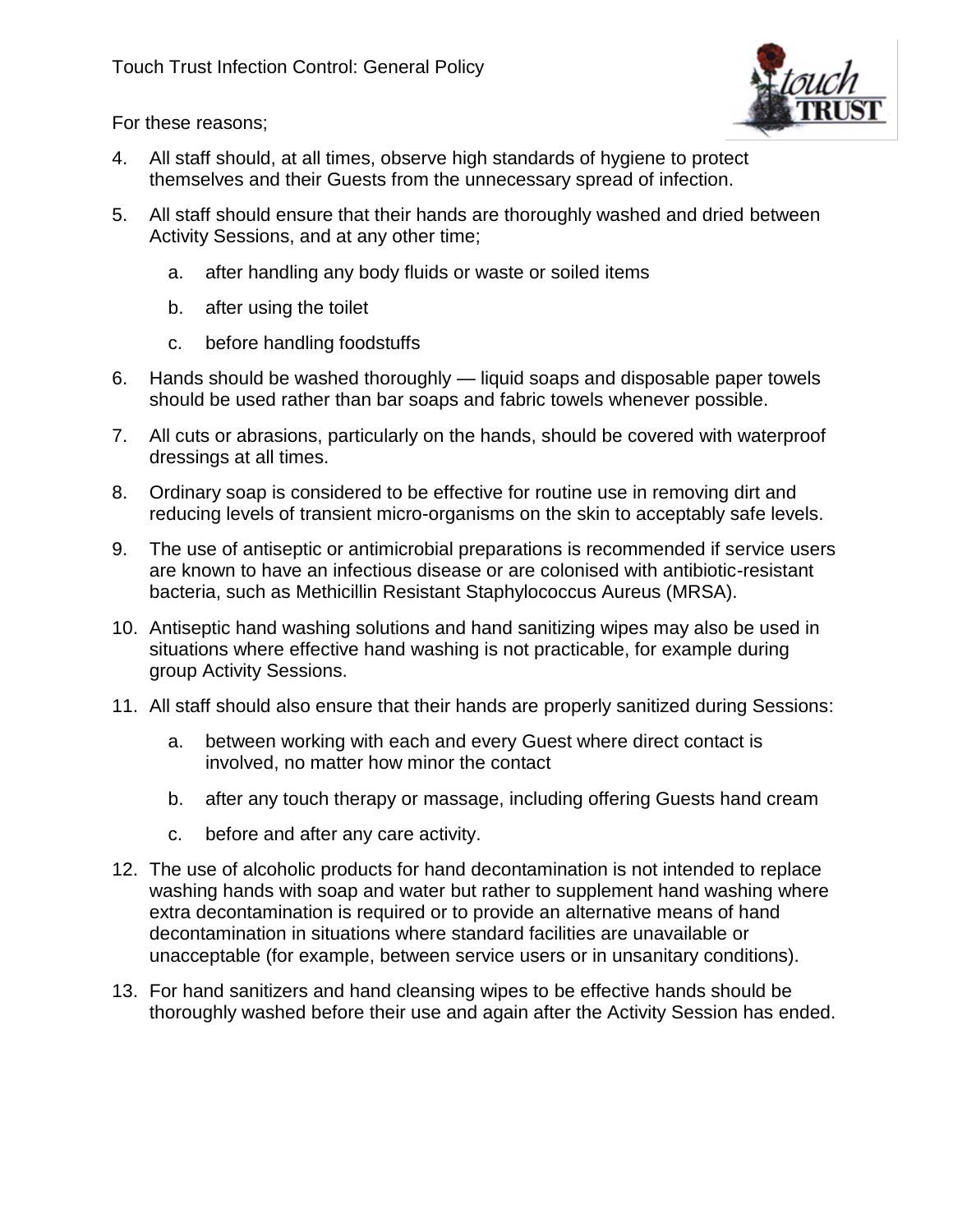For these reasons;

4. All staff should, at all times, observe high standards of hygiene to protect themselves and their Guests from the unnecessary spread of infection.

5. All staff should ensure that their hands are thoroughly washed and dried between Activity Sessions, and at any other time;

   a. after handling any body fluids or waste or soiled items

   b. after using the toilet

   c. before handling foodstuffs

6. Hands should be washed thoroughly — liquid soaps and disposable paper towels should be used rather than bar soaps and fabric towels whenever possible.

7. All cuts or abrasions, particularly on the hands, should be covered with waterproof dressings at all times.

8. Ordinary soap is considered to be effective for routine use in removing dirt and reducing levels of transient micro-organisms on the skin to acceptably safe levels.

9. The use of antiseptic or antimicrobial preparations is recommended if service users are known to have an infectious disease or are colonised with antibiotic-resistant bacteria, such as Methicillin Resistant Staphylococcus Aureus (MRSA).

10. Antiseptic hand washing solutions and hand sanitizing wipes may also be used in situations where effective hand washing is not practicable, for example during group Activity Sessions.

11. All staff should also ensure that their hands are properly sanitized during Sessions:

    a. between working with each and every Guest where direct contact is involved, no matter how minor the contact

    b. after any touch therapy or massage, including offering Guests hand cream

    c. before and after any care activity.

12. The use of alcoholic products for hand decontamination is not intended to replace washing hands with soap and water but rather to supplement hand washing where extra decontamination is required or to provide an alternative means of hand decontamination in situations where standard facilities are unavailable or unacceptable (for example, between service users or in unsanitary conditions).

13. For hand sanitizers and hand cleansing wipes to be effective hands should be thoroughly washed before their use and again after the Activity Session has ended.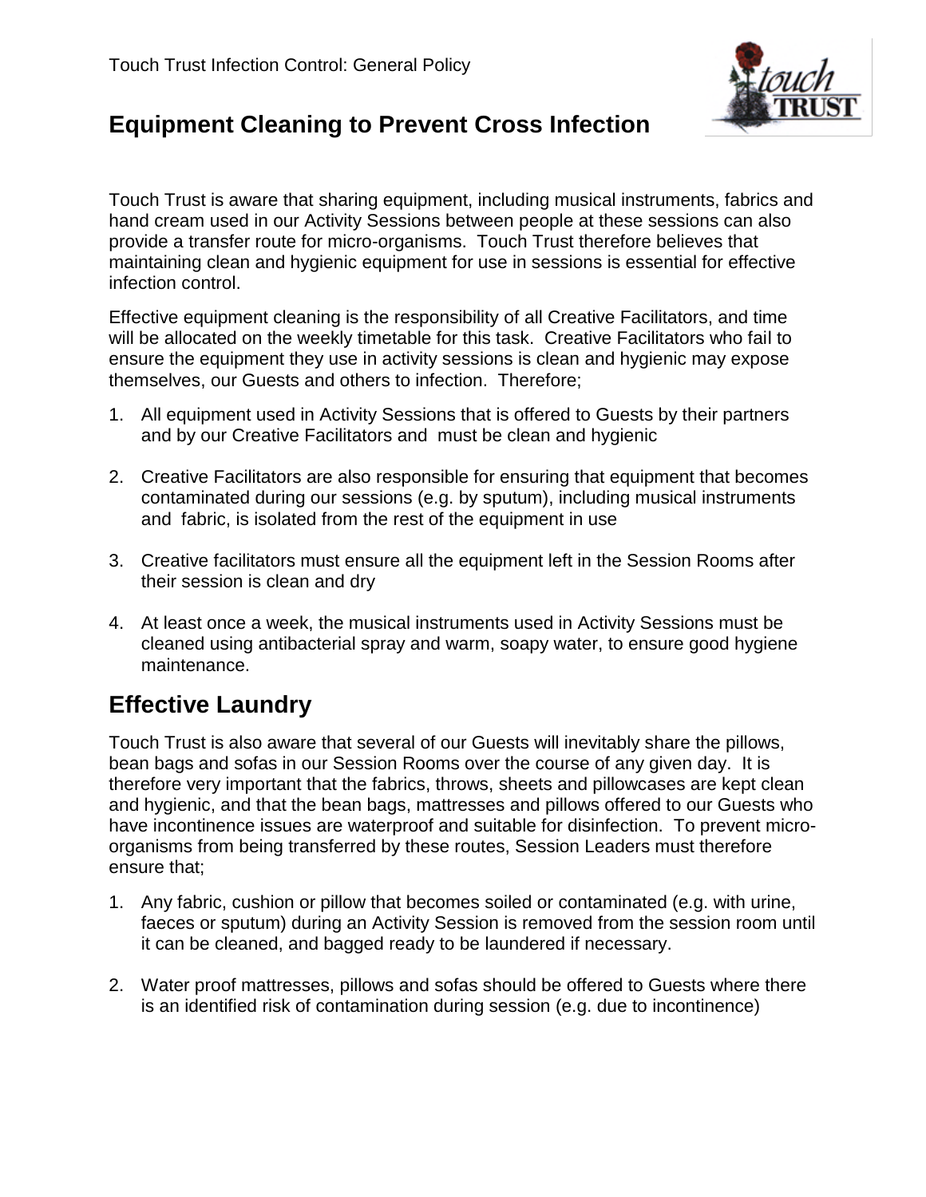## Equipment Cleaning to Prevent Cross Infection

Touch Trust is aware that sharing equipment, including musical instruments, fabrics and hand cream used in our Activity Sessions between people at these sessions can also provide a transfer route for micro-organisms. Touch Trust therefore believes that maintaining clean and hygienic equipment for use in sessions is essential for effective infection control.

Effective equipment cleaning is the responsibility of all Creative Facilitators, and time will be allocated on the weekly timetable for this task. Creative Facilitators who fail to ensure the equipment they use in activity sessions is clean and hygienic may expose themselves, our Guests and others to infection. Therefore;

1. All equipment used in Activity Sessions that is offered to Guests by their partners and by our Creative Facilitators and must be clean and hygienic
2. Creative Facilitators are also responsible for ensuring that equipment that becomes contaminated during our sessions (e.g. by sputum), including musical instruments and fabric, is isolated from the rest of the equipment in use
3. Creative facilitators must ensure all the equipment left in the Session Rooms after their session is clean and dry
4. At least once a week, the musical instruments used in Activity Sessions must be cleaned using antibacterial spray and warm, soapy water, to ensure good hygiene maintenance.

## Effective Laundry

Touch Trust is also aware that several of our Guests will inevitably share the pillows, bean bags and sofas in our Session Rooms over the course of any given day. It is therefore very important that the fabrics, throws, sheets and pillowcases are kept clean and hygienic, and that the bean bags, mattresses and pillows offered to our Guests who have incontinence issues are waterproof and suitable for disinfection. To prevent micro-organisms from being transferred by these routes, Session Leaders must therefore ensure that;

1. Any fabric, cushion or pillow that becomes soiled or contaminated (e.g. with urine, faeces or sputum) during an Activity Session is removed from the session room until it can be cleaned, and bagged ready to be laundered if necessary.
2. Water proof mattresses, pillows and sofas should be offered to Guests where there is an identified risk of contamination during session (e.g. due to incontinence)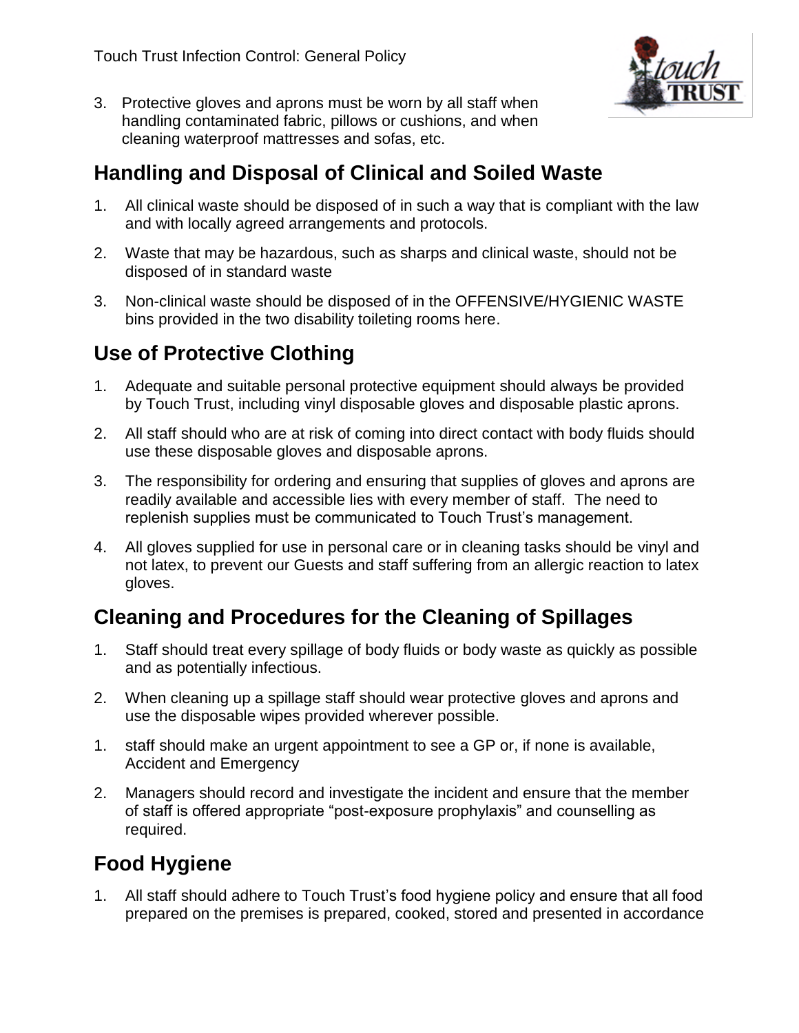3. Protective gloves and aprons must be worn by all staff when handling contaminated fabric, pillows or cushions, and when cleaning waterproof mattresses and sofas, etc.

## Handling and Disposal of Clinical and Soiled Waste

1. All clinical waste should be disposed of in such a way that is compliant with the law and with locally agreed arrangements and protocols.

2. Waste that may be hazardous, such as sharps and clinical waste, should not be disposed of in standard waste

3. Non-clinical waste should be disposed of in the OFFENSIVE/HYGIENIC WASTE bins provided in the two disability toileting rooms here.

## Use of Protective Clothing

1. Adequate and suitable personal protective equipment should always be provided by Touch Trust, including vinyl disposable gloves and disposable plastic aprons.

2. All staff should who are at risk of coming into direct contact with body fluids should use these disposable gloves and disposable aprons.

3. The responsibility for ordering and ensuring that supplies of gloves and aprons are readily available and accessible lies with every member of staff. The need to replenish supplies must be communicated to Touch Trust's management.

4. All gloves supplied for use in personal care or in cleaning tasks should be vinyl and not latex, to prevent our Guests and staff suffering from an allergic reaction to latex gloves.

## Cleaning and Procedures for the Cleaning of Spillages

1. Staff should treat every spillage of body fluids or body waste as quickly as possible and as potentially infectious.

2. When cleaning up a spillage staff should wear protective gloves and aprons and use the disposable wipes provided wherever possible.

1. staff should make an urgent appointment to see a GP or, if none is available, Accident and Emergency

2. Managers should record and investigate the incident and ensure that the member of staff is offered appropriate "post-exposure prophylaxis" and counselling as required.

## Food Hygiene

1. All staff should adhere to Touch Trust's food hygiene policy and ensure that all food prepared on the premises is prepared, cooked, stored and presented in accordance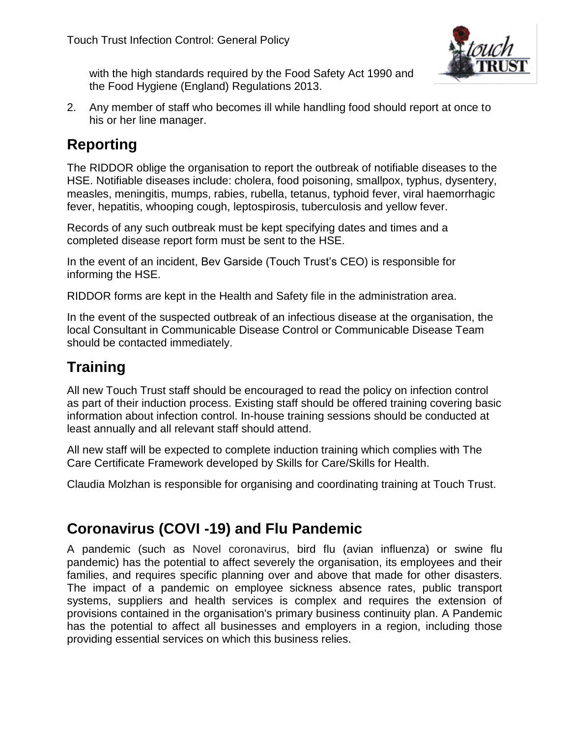with the high standards required by the Food Safety Act 1990 and the Food Hygiene (England) Regulations 2013.

2. Any member of staff who becomes ill while handling food should report at once to his or her line manager.

## Reporting

The RIDDOR oblige the organisation to report the outbreak of notifiable diseases to the HSE. Notifiable diseases include: cholera, food poisoning, smallpox, typhus, dysentery, measles, meningitis, mumps, rabies, rubella, tetanus, typhoid fever, viral haemorrhagic fever, hepatitis, whooping cough, leptospirosis, tuberculosis and yellow fever.

Records of any such outbreak must be kept specifying dates and times and a completed disease report form must be sent to the HSE.

In the event of an incident, Bev Garside (Touch Trust's CEO) is responsible for informing the HSE.

RIDDOR forms are kept in the Health and Safety file in the administration area.

In the event of the suspected outbreak of an infectious disease at the organisation, the local Consultant in Communicable Disease Control or Communicable Disease Team should be contacted immediately.

## Training

All new Touch Trust staff should be encouraged to read the policy on infection control as part of their induction process. Existing staff should be offered training covering basic information about infection control. In-house training sessions should be conducted at least annually and all relevant staff should attend.

All new staff will be expected to complete induction training which complies with The Care Certificate Framework developed by Skills for Care/Skills for Health.

Claudia Molzhan is responsible for organising and coordinating training at Touch Trust.

## Coronavirus (COVI -19) and Flu Pandemic

A pandemic (such as Novel coronavirus, bird flu (avian influenza) or swine flu pandemic) has the potential to affect severely the organisation, its employees and their families, and requires specific planning over and above that made for other disasters. The impact of a pandemic on employee sickness absence rates, public transport systems, suppliers and health services is complex and requires the extension of provisions contained in the organisation's primary business continuity plan. A Pandemic has the potential to affect all businesses and employers in a region, including those providing essential services on which this business relies.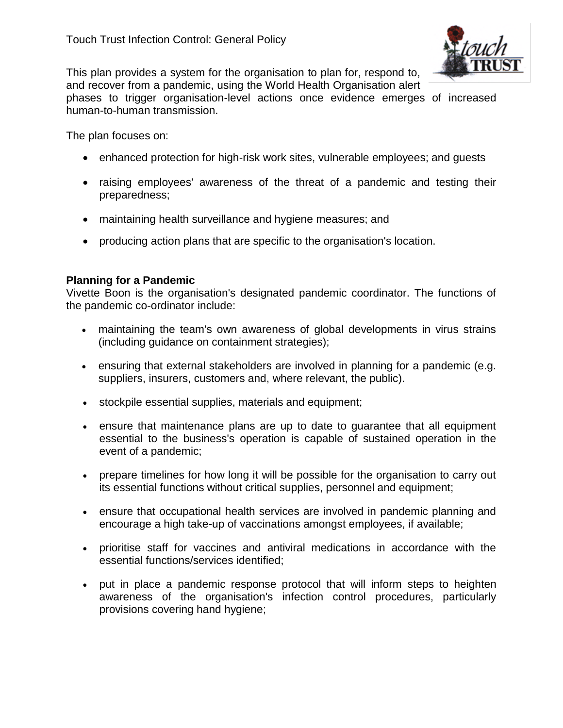Touch Trust Infection Control: General Policy

This plan provides a system for the organisation to plan for, respond to, and recover from a pandemic, using the World Health Organisation alert phases to trigger organisation-level actions once evidence emerges of increased human-to-human transmission.

The plan focuses on:

- enhanced protection for high-risk work sites, vulnerable employees; and guests
- raising employees' awareness of the threat of a pandemic and testing their preparedness;
- maintaining health surveillance and hygiene measures; and
- producing action plans that are specific to the organisation's location.

**Planning for a Pandemic**

Vivette Boon is the organisation's designated pandemic coordinator. The functions of the pandemic co-ordinator include:

- maintaining the team's own awareness of global developments in virus strains (including guidance on containment strategies);
- ensuring that external stakeholders are involved in planning for a pandemic (e.g. suppliers, insurers, customers and, where relevant, the public).
- stockpile essential supplies, materials and equipment;
- ensure that maintenance plans are up to date to guarantee that all equipment essential to the business's operation is capable of sustained operation in the event of a pandemic;
- prepare timelines for how long it will be possible for the organisation to carry out its essential functions without critical supplies, personnel and equipment;
- ensure that occupational health services are involved in pandemic planning and encourage a high take-up of vaccinations amongst employees, if available;
- prioritise staff for vaccines and antiviral medications in accordance with the essential functions/services identified;
- put in place a pandemic response protocol that will inform steps to heighten awareness of the organisation's infection control procedures, particularly provisions covering hand hygiene;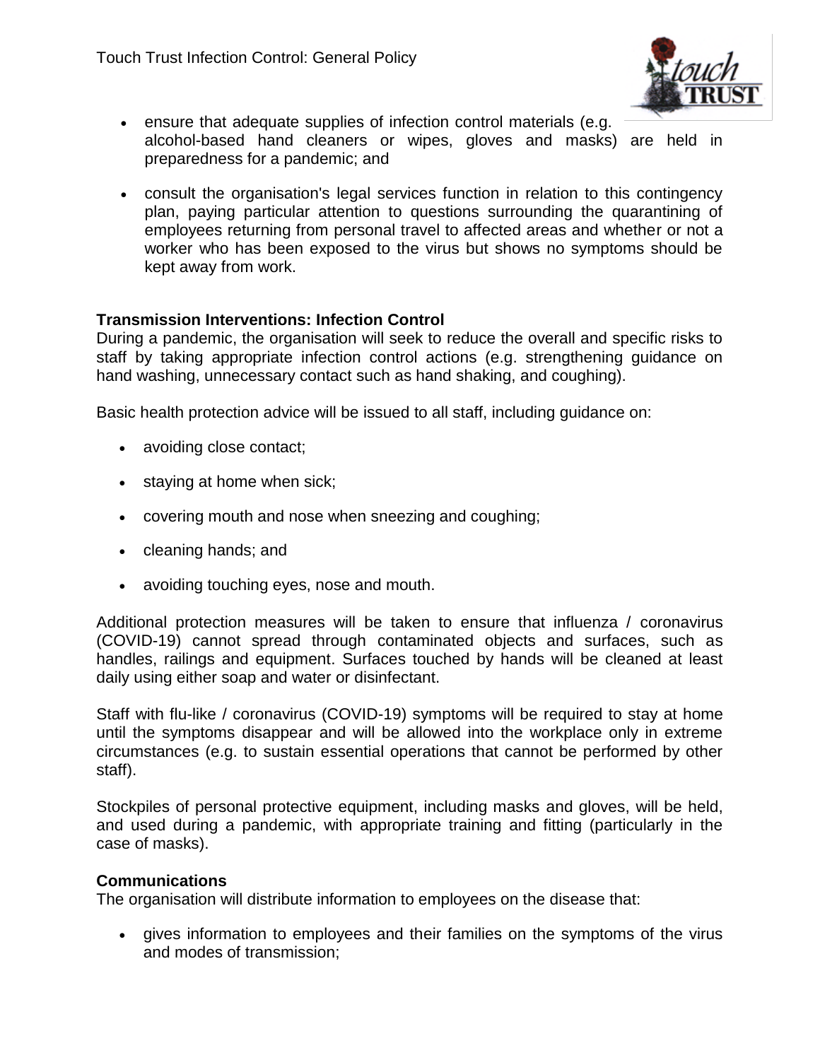- ensure that adequate supplies of infection control materials (e.g. alcohol-based hand cleaners or wipes, gloves and masks) are held in preparedness for a pandemic; and

- consult the organisation's legal services function in relation to this contingency plan, paying particular attention to questions surrounding the quarantining of employees returning from personal travel to affected areas and whether or not a worker who has been exposed to the virus but shows no symptoms should be kept away from work.

**Transmission Interventions: Infection Control**

During a pandemic, the organisation will seek to reduce the overall and specific risks to staff by taking appropriate infection control actions (e.g. strengthening guidance on hand washing, unnecessary contact such as hand shaking, and coughing).

Basic health protection advice will be issued to all staff, including guidance on:

- avoiding close contact;
- staying at home when sick;
- covering mouth and nose when sneezing and coughing;
- cleaning hands; and
- avoiding touching eyes, nose and mouth.

Additional protection measures will be taken to ensure that influenza / coronavirus (COVID-19) cannot spread through contaminated objects and surfaces, such as handles, railings and equipment. Surfaces touched by hands will be cleaned at least daily using either soap and water or disinfectant.

Staff with flu-like / coronavirus (COVID-19) symptoms will be required to stay at home until the symptoms disappear and will be allowed into the workplace only in extreme circumstances (e.g. to sustain essential operations that cannot be performed by other staff).

Stockpiles of personal protective equipment, including masks and gloves, will be held, and used during a pandemic, with appropriate training and fitting (particularly in the case of masks).

**Communications**

The organisation will distribute information to employees on the disease that:

- gives information to employees and their families on the symptoms of the virus and modes of transmission;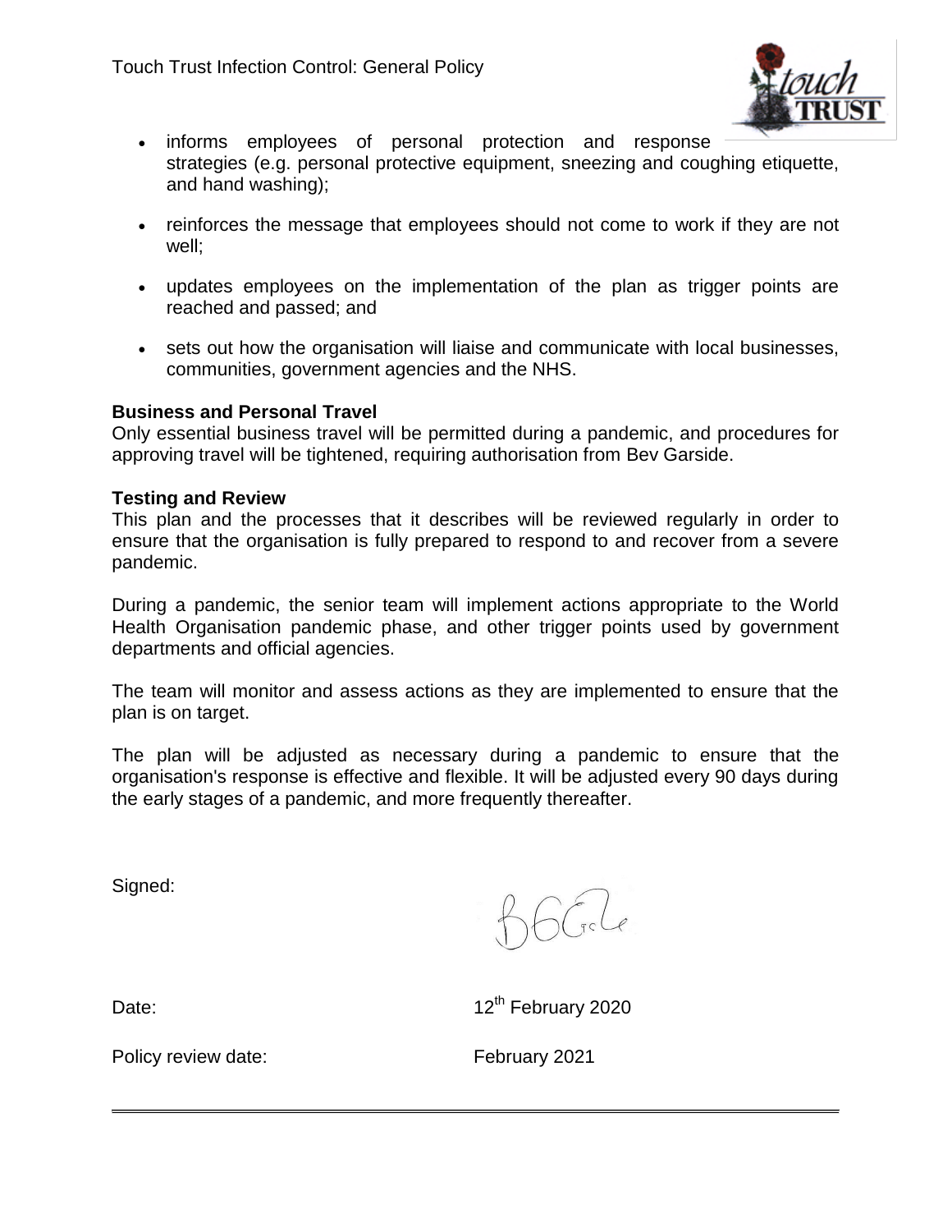- informs employees of personal protection and response strategies (e.g. personal protective equipment, sneezing and coughing etiquette, and hand washing);
- reinforces the message that employees should not come to work if they are not well;
- updates employees on the implementation of the plan as trigger points are reached and passed; and
- sets out how the organisation will liaise and communicate with local businesses, communities, government agencies and the NHS.

**Business and Personal Travel**
Only essential business travel will be permitted during a pandemic, and procedures for approving travel will be tightened, requiring authorisation from Bev Garside.

**Testing and Review**
This plan and the processes that it describes will be reviewed regularly in order to ensure that the organisation is fully prepared to respond to and recover from a severe pandemic.

During a pandemic, the senior team will implement actions appropriate to the World Health Organisation pandemic phase, and other trigger points used by government departments and official agencies.

The team will monitor and assess actions as they are implemented to ensure that the plan is on target.

The plan will be adjusted as necessary during a pandemic to ensure that the organisation's response is effective and flexible. It will be adjusted every 90 days during the early stages of a pandemic, and more frequently thereafter.

Signed:

Date: 12th February 2020

Policy review date: February 2021